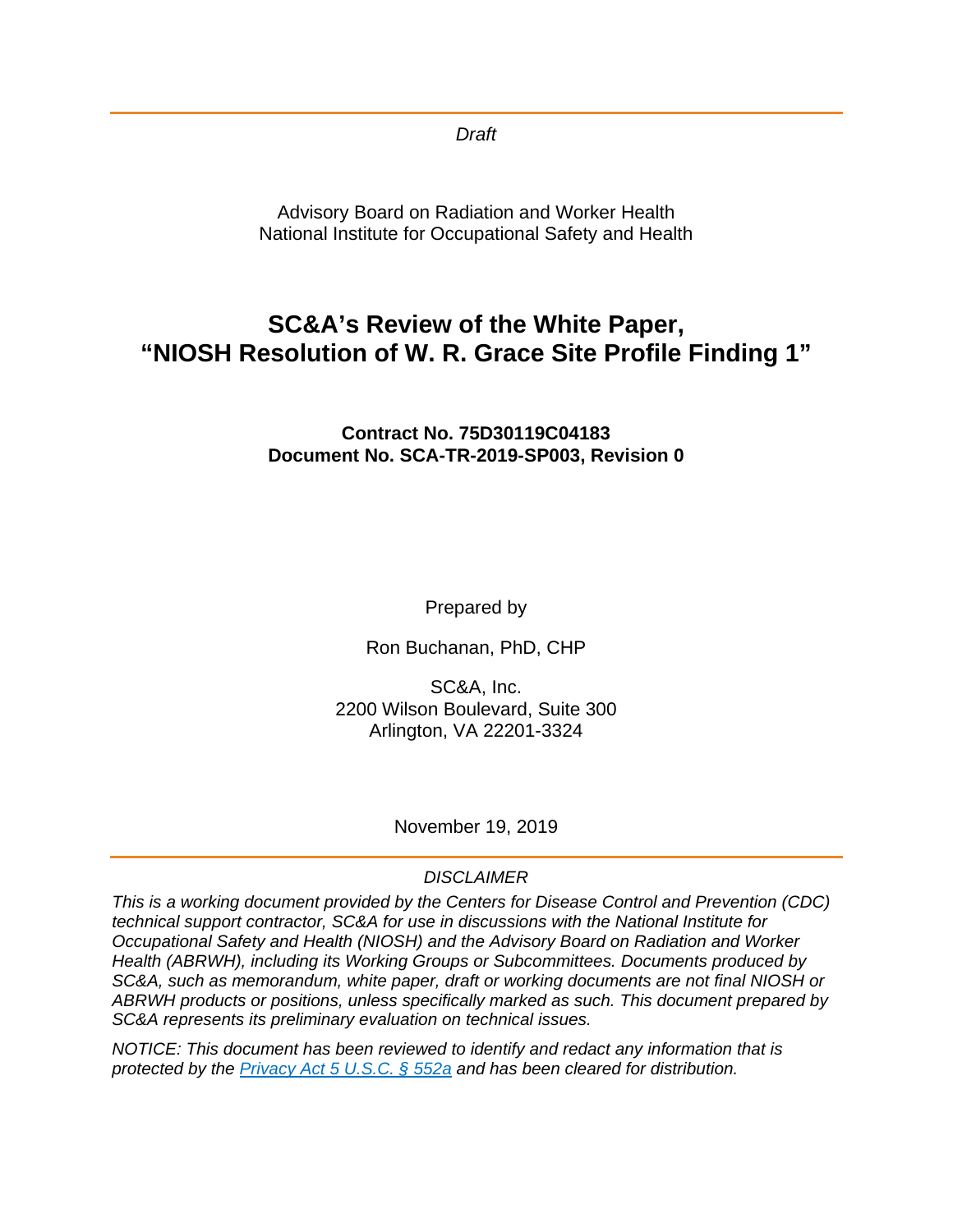*Draft*

Advisory Board on Radiation and Worker Health
National Institute for Occupational Safety and Health

# SC&A's Review of the White Paper, "NIOSH Resolution of W. R. Grace Site Profile Finding 1"

**Contract No. 75D30119C04183**
**Document No. SCA-TR-2019-SP003, Revision 0**

Prepared by

Ron Buchanan, PhD, CHP

SC&A, Inc.
2200 Wilson Boulevard, Suite 300
Arlington, VA 22201-3324

November 19, 2019

*DISCLAIMER*

*This is a working document provided by the Centers for Disease Control and Prevention (CDC) technical support contractor, SC&A for use in discussions with the National Institute for Occupational Safety and Health (NIOSH) and the Advisory Board on Radiation and Worker Health (ABRWH), including its Working Groups or Subcommittees. Documents produced by SC&A, such as memorandum, white paper, draft or working documents are not final NIOSH or ABRWH products or positions, unless specifically marked as such. This document prepared by SC&A represents its preliminary evaluation on technical issues.*

*NOTICE: This document has been reviewed to identify and redact any information that is protected by the [Privacy Act 5 U.S.C. § 552a] and has been cleared for distribution.*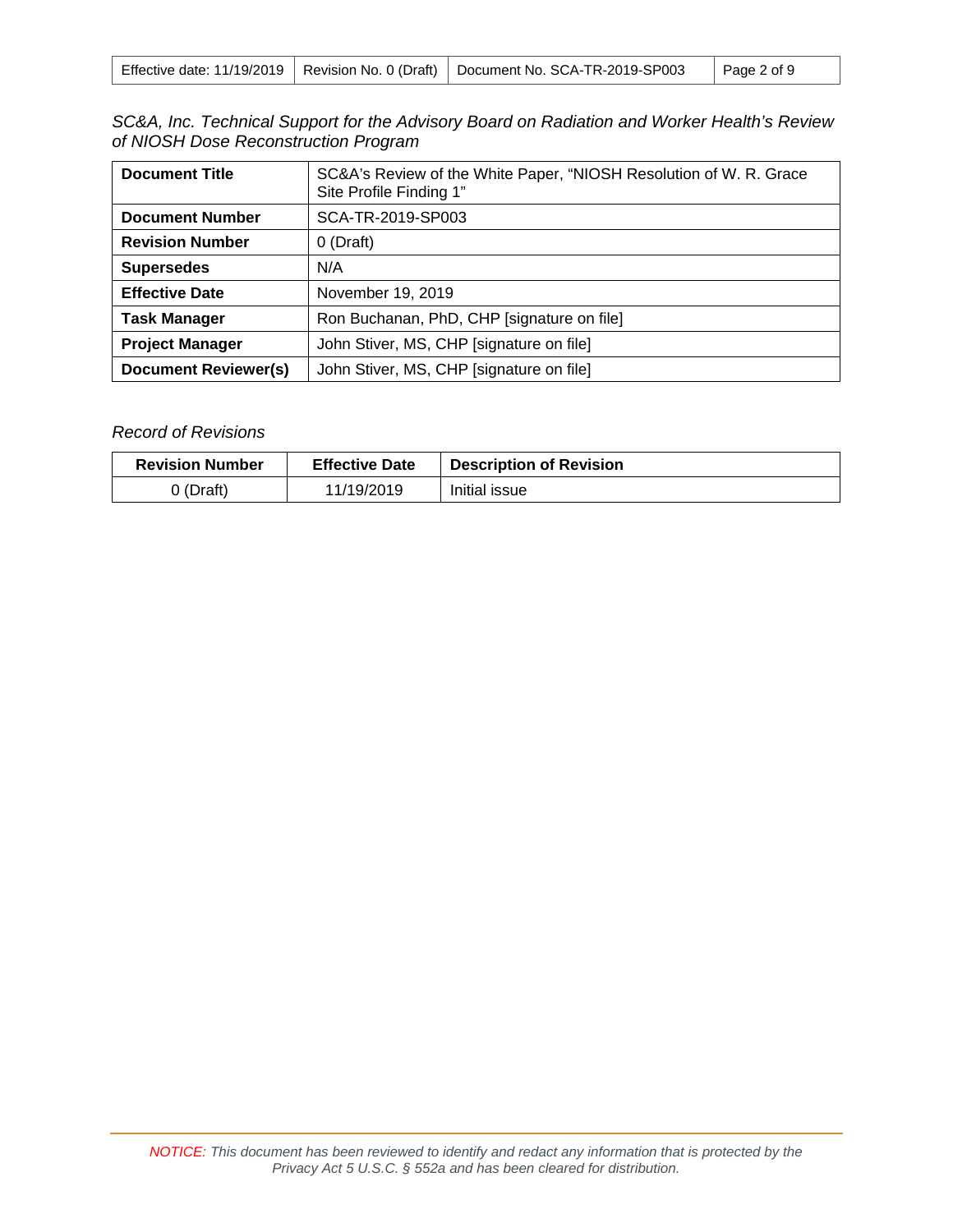*SC&A, Inc. Technical Support for the Advisory Board on Radiation and Worker Health's Review of NIOSH Dose Reconstruction Program*

| **Document Title** | SC&A's Review of the White Paper, "NIOSH Resolution of W. R. Grace Site Profile Finding 1" |
|---|---|
| **Document Number** | SCA-TR-2019-SP003 |
| **Revision Number** | 0 (Draft) |
| **Supersedes** | N/A |
| **Effective Date** | November 19, 2019 |
| **Task Manager** | Ron Buchanan, PhD, CHP [signature on file] |
| **Project Manager** | John Stiver, MS, CHP [signature on file] |
| **Document Reviewer(s)** | John Stiver, MS, CHP [signature on file] |

*Record of Revisions*

| Revision Number | Effective Date | Description of Revision |
|---|---|---|
| 0 (Draft) | 11/19/2019 | Initial issue |

*NOTICE: This document has been reviewed to identify and redact any information that is protected by the Privacy Act 5 U.S.C. § 552a and has been cleared for distribution.*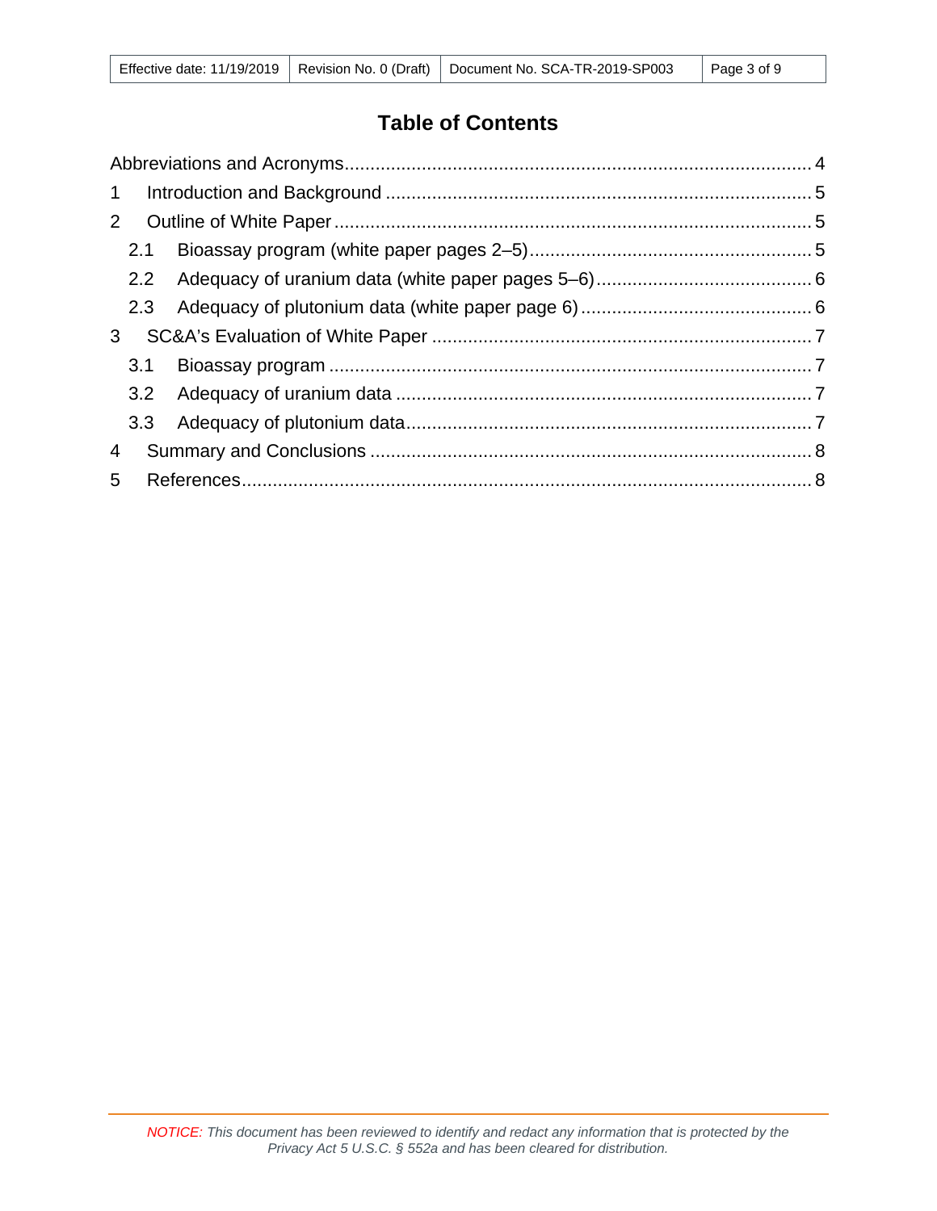# Table of Contents

Abbreviations and Acronyms .......... 4

1 Introduction and Background .......... 5

2 Outline of White Paper .......... 5

 2.1 Bioassay program (white paper pages 2–5) .......... 5

 2.2 Adequacy of uranium data (white paper pages 5–6) .......... 6

 2.3 Adequacy of plutonium data (white paper page 6) .......... 6

3 SC&A's Evaluation of White Paper .......... 7

 3.1 Bioassay program .......... 7

 3.2 Adequacy of uranium data .......... 7

 3.3 Adequacy of plutonium data .......... 7

4 Summary and Conclusions .......... 8

5 References .......... 8

*NOTICE: This document has been reviewed to identify and redact any information that is protected by the Privacy Act 5 U.S.C. § 552a and has been cleared for distribution.*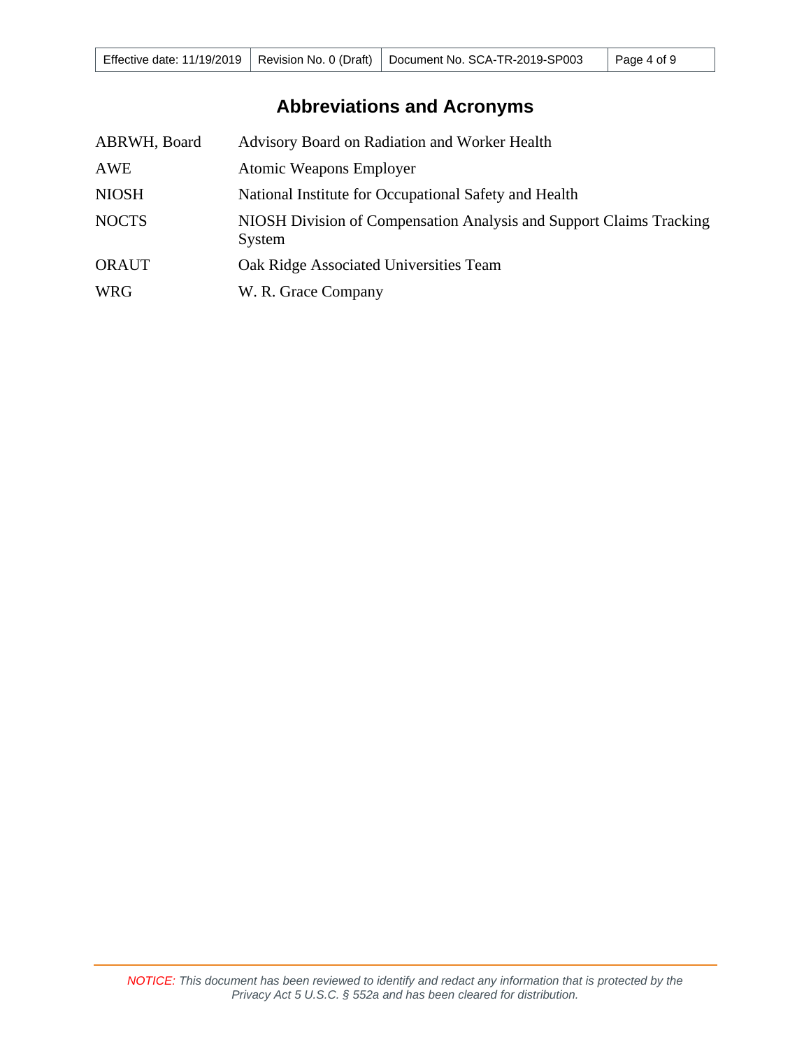# Abbreviations and Acronyms

| | |
|---|---|
| ABRWH, Board | Advisory Board on Radiation and Worker Health |
| AWE | Atomic Weapons Employer |
| NIOSH | National Institute for Occupational Safety and Health |
| NOCTS | NIOSH Division of Compensation Analysis and Support Claims Tracking System |
| ORAUT | Oak Ridge Associated Universities Team |
| WRG | W. R. Grace Company |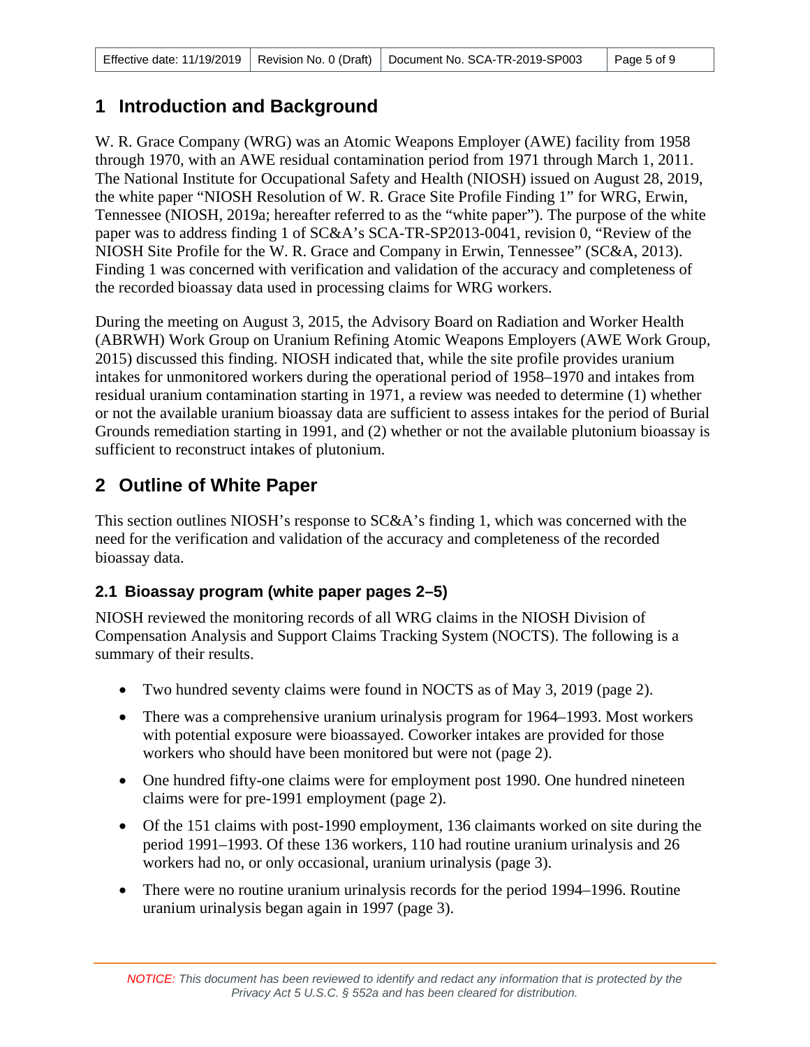# 1 Introduction and Background

W. R. Grace Company (WRG) was an Atomic Weapons Employer (AWE) facility from 1958 through 1970, with an AWE residual contamination period from 1971 through March 1, 2011. The National Institute for Occupational Safety and Health (NIOSH) issued on August 28, 2019, the white paper "NIOSH Resolution of W. R. Grace Site Profile Finding 1" for WRG, Erwin, Tennessee (NIOSH, 2019a; hereafter referred to as the "white paper"). The purpose of the white paper was to address finding 1 of SC&A's SCA-TR-SP2013-0041, revision 0, "Review of the NIOSH Site Profile for the W. R. Grace and Company in Erwin, Tennessee" (SC&A, 2013). Finding 1 was concerned with verification and validation of the accuracy and completeness of the recorded bioassay data used in processing claims for WRG workers.

During the meeting on August 3, 2015, the Advisory Board on Radiation and Worker Health (ABRWH) Work Group on Uranium Refining Atomic Weapons Employers (AWE Work Group, 2015) discussed this finding. NIOSH indicated that, while the site profile provides uranium intakes for unmonitored workers during the operational period of 1958–1970 and intakes from residual uranium contamination starting in 1971, a review was needed to determine (1) whether or not the available uranium bioassay data are sufficient to assess intakes for the period of Burial Grounds remediation starting in 1991, and (2) whether or not the available plutonium bioassay is sufficient to reconstruct intakes of plutonium.

# 2 Outline of White Paper

This section outlines NIOSH's response to SC&A's finding 1, which was concerned with the need for the verification and validation of the accuracy and completeness of the recorded bioassay data.

## 2.1 Bioassay program (white paper pages 2–5)

NIOSH reviewed the monitoring records of all WRG claims in the NIOSH Division of Compensation Analysis and Support Claims Tracking System (NOCTS). The following is a summary of their results.

- Two hundred seventy claims were found in NOCTS as of May 3, 2019 (page 2).
- There was a comprehensive uranium urinalysis program for 1964–1993. Most workers with potential exposure were bioassayed. Coworker intakes are provided for those workers who should have been monitored but were not (page 2).
- One hundred fifty-one claims were for employment post 1990. One hundred nineteen claims were for pre-1991 employment (page 2).
- Of the 151 claims with post-1990 employment, 136 claimants worked on site during the period 1991–1993. Of these 136 workers, 110 had routine uranium urinalysis and 26 workers had no, or only occasional, uranium urinalysis (page 3).
- There were no routine uranium urinalysis records for the period 1994–1996. Routine uranium urinalysis began again in 1997 (page 3).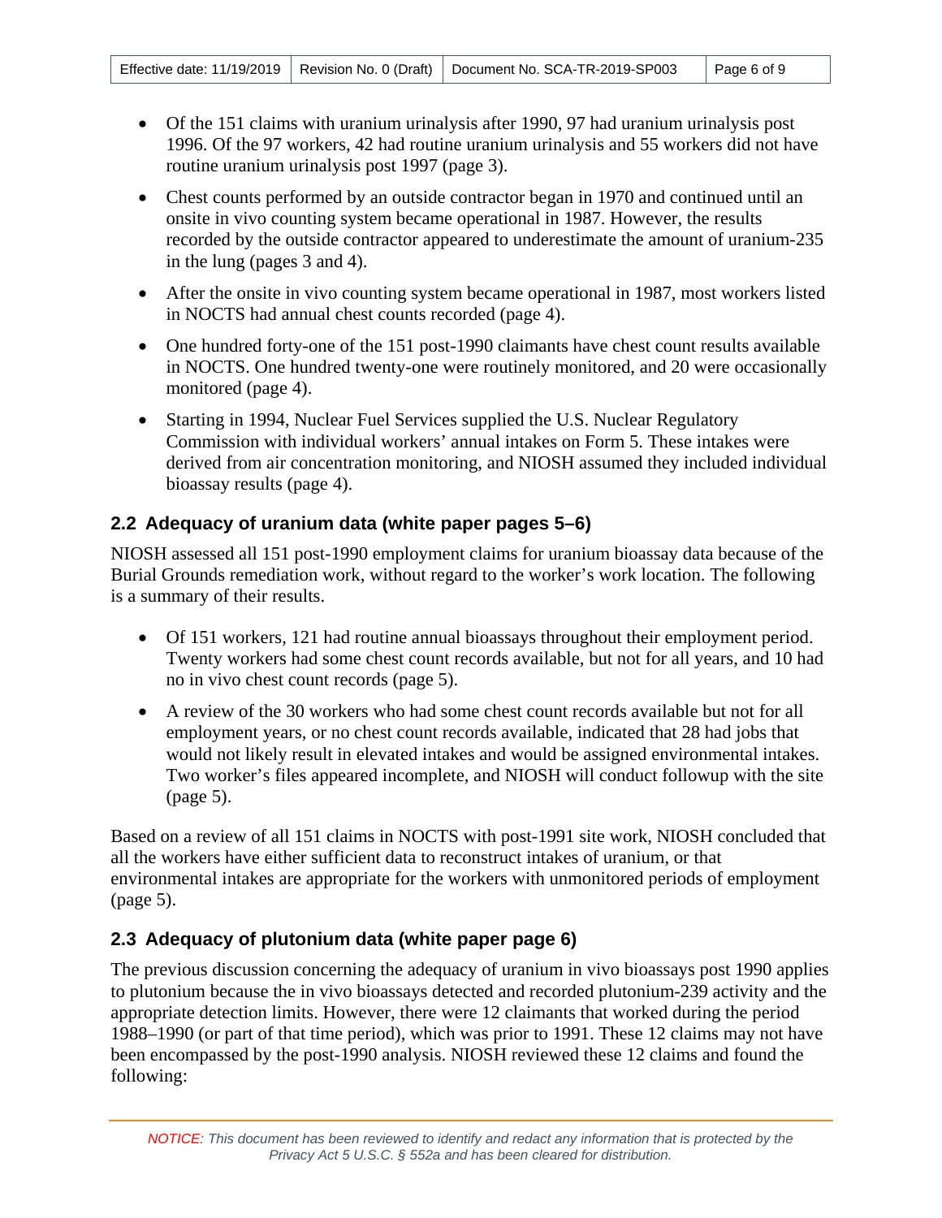- Of the 151 claims with uranium urinalysis after 1990, 97 had uranium urinalysis post 1996. Of the 97 workers, 42 had routine uranium urinalysis and 55 workers did not have routine uranium urinalysis post 1997 (page 3).
- Chest counts performed by an outside contractor began in 1970 and continued until an onsite in vivo counting system became operational in 1987. However, the results recorded by the outside contractor appeared to underestimate the amount of uranium-235 in the lung (pages 3 and 4).
- After the onsite in vivo counting system became operational in 1987, most workers listed in NOCTS had annual chest counts recorded (page 4).
- One hundred forty-one of the 151 post-1990 claimants have chest count results available in NOCTS. One hundred twenty-one were routinely monitored, and 20 were occasionally monitored (page 4).
- Starting in 1994, Nuclear Fuel Services supplied the U.S. Nuclear Regulatory Commission with individual workers' annual intakes on Form 5. These intakes were derived from air concentration monitoring, and NIOSH assumed they included individual bioassay results (page 4).

## 2.2 Adequacy of uranium data (white paper pages 5–6)

NIOSH assessed all 151 post-1990 employment claims for uranium bioassay data because of the Burial Grounds remediation work, without regard to the worker's work location. The following is a summary of their results.

- Of 151 workers, 121 had routine annual bioassays throughout their employment period. Twenty workers had some chest count records available, but not for all years, and 10 had no in vivo chest count records (page 5).
- A review of the 30 workers who had some chest count records available but not for all employment years, or no chest count records available, indicated that 28 had jobs that would not likely result in elevated intakes and would be assigned environmental intakes. Two worker's files appeared incomplete, and NIOSH will conduct followup with the site (page 5).

Based on a review of all 151 claims in NOCTS with post-1991 site work, NIOSH concluded that all the workers have either sufficient data to reconstruct intakes of uranium, or that environmental intakes are appropriate for the workers with unmonitored periods of employment (page 5).

## 2.3 Adequacy of plutonium data (white paper page 6)

The previous discussion concerning the adequacy of uranium in vivo bioassays post 1990 applies to plutonium because the in vivo bioassays detected and recorded plutonium-239 activity and the appropriate detection limits. However, there were 12 claimants that worked during the period 1988–1990 (or part of that time period), which was prior to 1991. These 12 claims may not have been encompassed by the post-1990 analysis. NIOSH reviewed these 12 claims and found the following: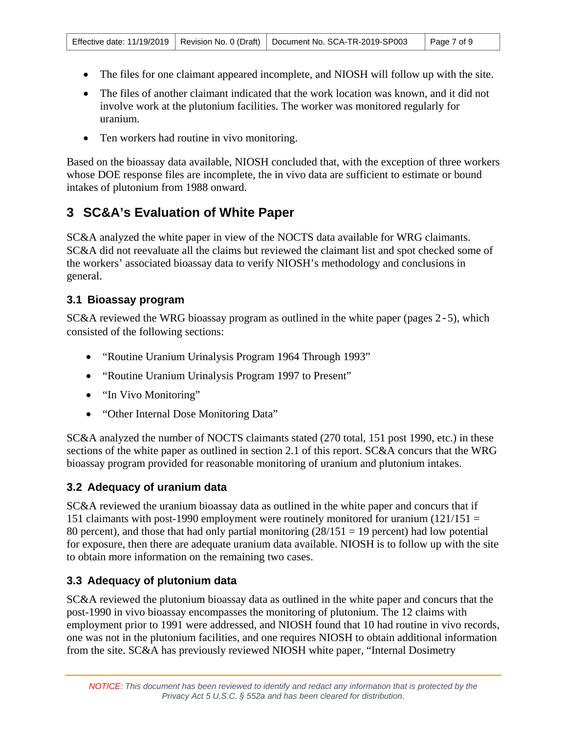- The files for one claimant appeared incomplete, and NIOSH will follow up with the site.
- The files of another claimant indicated that the work location was known, and it did not involve work at the plutonium facilities. The worker was monitored regularly for uranium.
- Ten workers had routine in vivo monitoring.

Based on the bioassay data available, NIOSH concluded that, with the exception of three workers whose DOE response files are incomplete, the in vivo data are sufficient to estimate or bound intakes of plutonium from 1988 onward.

# 3 SC&A's Evaluation of White Paper

SC&A analyzed the white paper in view of the NOCTS data available for WRG claimants. SC&A did not reevaluate all the claims but reviewed the claimant list and spot checked some of the workers' associated bioassay data to verify NIOSH's methodology and conclusions in general.

## 3.1 Bioassay program

SC&A reviewed the WRG bioassay program as outlined in the white paper (pages 2-5), which consisted of the following sections:

- "Routine Uranium Urinalysis Program 1964 Through 1993"
- "Routine Uranium Urinalysis Program 1997 to Present"
- "In Vivo Monitoring"
- "Other Internal Dose Monitoring Data"

SC&A analyzed the number of NOCTS claimants stated (270 total, 151 post 1990, etc.) in these sections of the white paper as outlined in section 2.1 of this report. SC&A concurs that the WRG bioassay program provided for reasonable monitoring of uranium and plutonium intakes.

## 3.2 Adequacy of uranium data

SC&A reviewed the uranium bioassay data as outlined in the white paper and concurs that if 151 claimants with post-1990 employment were routinely monitored for uranium (121/151 = 80 percent), and those that had only partial monitoring (28/151 = 19 percent) had low potential for exposure, then there are adequate uranium data available. NIOSH is to follow up with the site to obtain more information on the remaining two cases.

## 3.3 Adequacy of plutonium data

SC&A reviewed the plutonium bioassay data as outlined in the white paper and concurs that the post-1990 in vivo bioassay encompasses the monitoring of plutonium. The 12 claims with employment prior to 1991 were addressed, and NIOSH found that 10 had routine in vivo records, one was not in the plutonium facilities, and one requires NIOSH to obtain additional information from the site. SC&A has previously reviewed NIOSH white paper, "Internal Dosimetry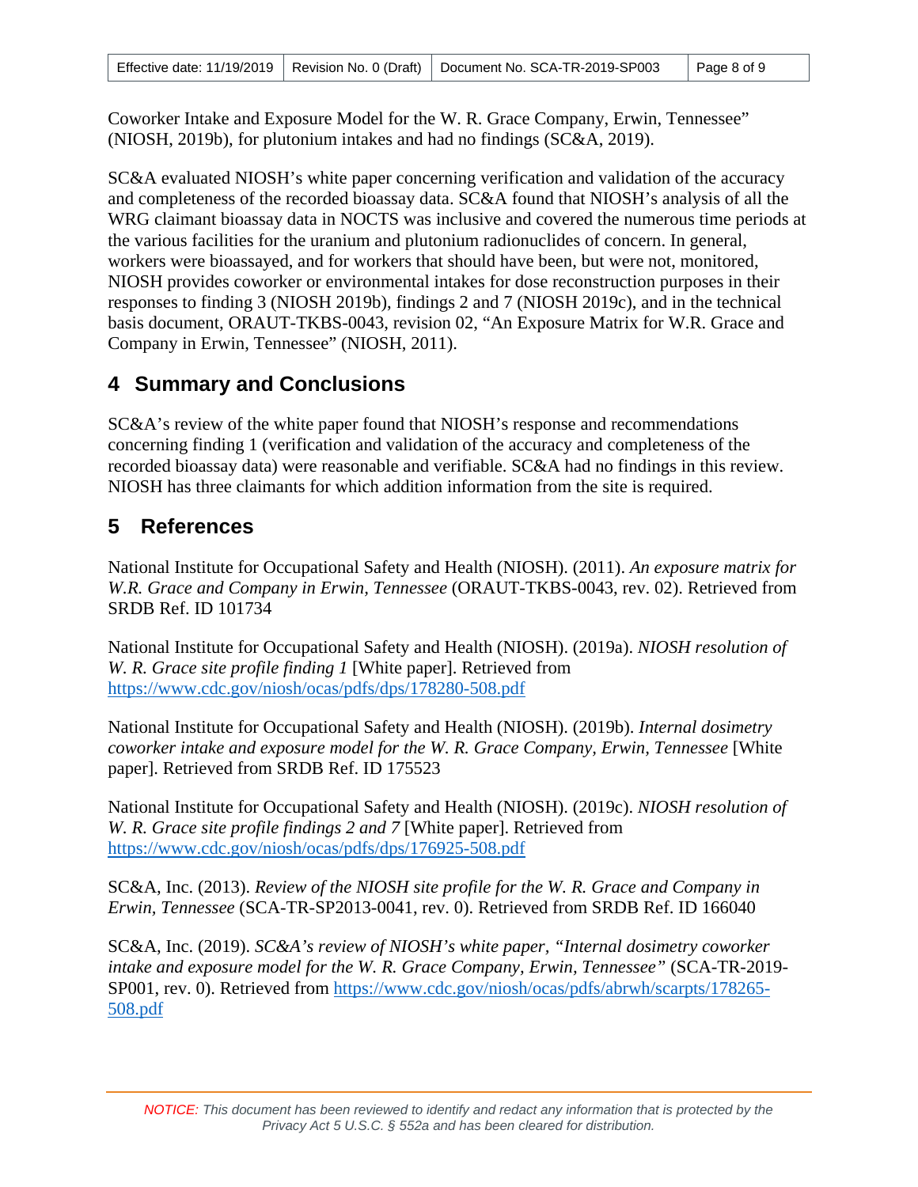Coworker Intake and Exposure Model for the W. R. Grace Company, Erwin, Tennessee" (NIOSH, 2019b), for plutonium intakes and had no findings (SC&A, 2019).

SC&A evaluated NIOSH's white paper concerning verification and validation of the accuracy and completeness of the recorded bioassay data. SC&A found that NIOSH's analysis of all the WRG claimant bioassay data in NOCTS was inclusive and covered the numerous time periods at the various facilities for the uranium and plutonium radionuclides of concern. In general, workers were bioassayed, and for workers that should have been, but were not, monitored, NIOSH provides coworker or environmental intakes for dose reconstruction purposes in their responses to finding 3 (NIOSH 2019b), findings 2 and 7 (NIOSH 2019c), and in the technical basis document, ORAUT-TKBS-0043, revision 02, "An Exposure Matrix for W.R. Grace and Company in Erwin, Tennessee" (NIOSH, 2011).

# 4 Summary and Conclusions

SC&A's review of the white paper found that NIOSH's response and recommendations concerning finding 1 (verification and validation of the accuracy and completeness of the recorded bioassay data) were reasonable and verifiable. SC&A had no findings in this review. NIOSH has three claimants for which addition information from the site is required.

# 5 References

National Institute for Occupational Safety and Health (NIOSH). (2011). *An exposure matrix for W.R. Grace and Company in Erwin, Tennessee* (ORAUT-TKBS-0043, rev. 02). Retrieved from SRDB Ref. ID 101734

National Institute for Occupational Safety and Health (NIOSH). (2019a). *NIOSH resolution of W. R. Grace site profile finding 1* [White paper]. Retrieved from https://www.cdc.gov/niosh/ocas/pdfs/dps/178280-508.pdf

National Institute for Occupational Safety and Health (NIOSH). (2019b). *Internal dosimetry coworker intake and exposure model for the W. R. Grace Company, Erwin, Tennessee* [White paper]. Retrieved from SRDB Ref. ID 175523

National Institute for Occupational Safety and Health (NIOSH). (2019c). *NIOSH resolution of W. R. Grace site profile findings 2 and 7* [White paper]. Retrieved from https://www.cdc.gov/niosh/ocas/pdfs/dps/176925-508.pdf

SC&A, Inc. (2013). *Review of the NIOSH site profile for the W. R. Grace and Company in Erwin, Tennessee* (SCA-TR-SP2013-0041, rev. 0). Retrieved from SRDB Ref. ID 166040

SC&A, Inc. (2019). *SC&A's review of NIOSH's white paper, "Internal dosimetry coworker intake and exposure model for the W. R. Grace Company, Erwin, Tennessee"* (SCA-TR-2019-SP001, rev. 0). Retrieved from https://www.cdc.gov/niosh/ocas/pdfs/abrwh/scarpts/178265-508.pdf

*NOTICE: This document has been reviewed to identify and redact any information that is protected by the Privacy Act 5 U.S.C. § 552a and has been cleared for distribution.*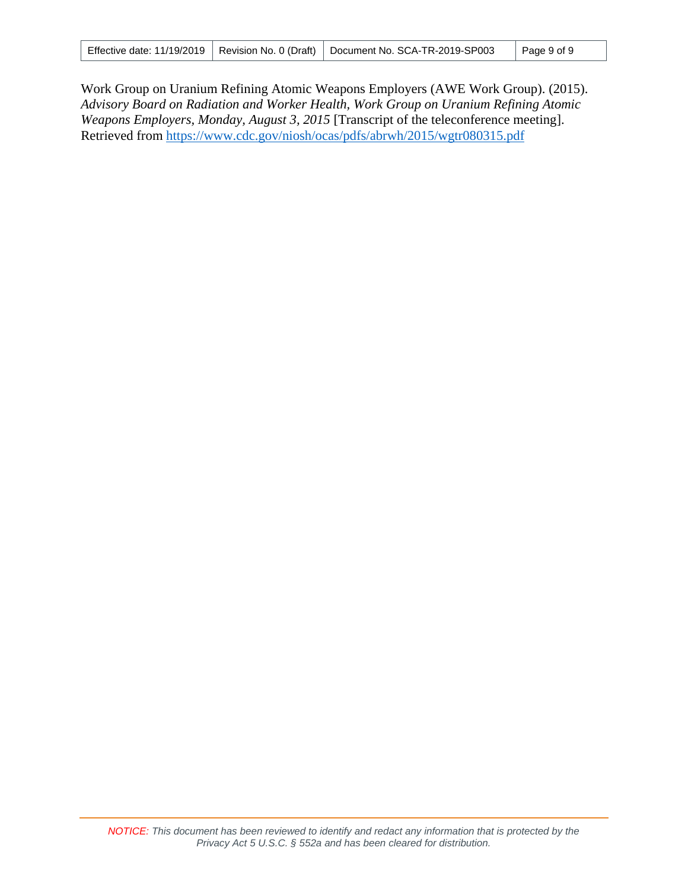Work Group on Uranium Refining Atomic Weapons Employers (AWE Work Group). (2015). *Advisory Board on Radiation and Worker Health, Work Group on Uranium Refining Atomic Weapons Employers, Monday, August 3, 2015* [Transcript of the teleconference meeting]. Retrieved from https://www.cdc.gov/niosh/ocas/pdfs/abrwh/2015/wgtr080315.pdf

*NOTICE: This document has been reviewed to identify and redact any information that is protected by the Privacy Act 5 U.S.C. § 552a and has been cleared for distribution.*